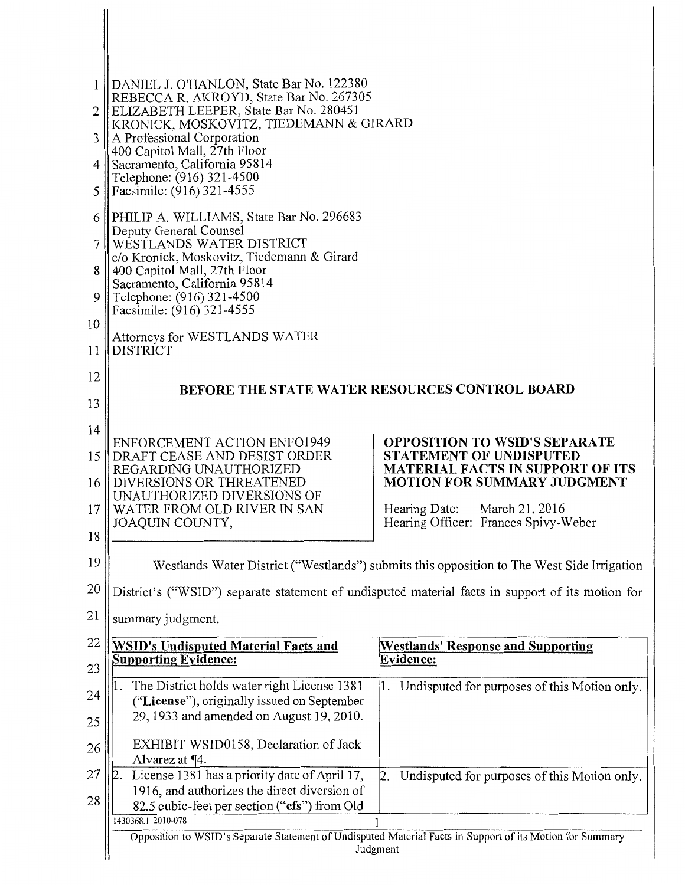DANIEL J. O'HANLON, State Bar No. 122380
REBECCA R. AKROYD, State Bar No. 267305
ELIZABETH LEEPER, State Bar No. 280451
KRONICK, MOSKOVITZ, TIEDEMANN & GIRARD
A Professional Corporation
400 Capitol Mall, 27th Floor
Sacramento, California 95814
Telephone: (916) 321-4500
Facsimile: (916) 321-4555

PHILIP A. WILLIAMS, State Bar No. 296683
Deputy General Counsel
WESTLANDS WATER DISTRICT
c/o Kronick, Moskovitz, Tiedemann & Girard
400 Capitol Mall, 27th Floor
Sacramento, California 95814
Telephone: (916) 321-4500
Facsimile: (916) 321-4555

Attorneys for WESTLANDS WATER DISTRICT

## BEFORE THE STATE WATER RESOURCES CONTROL BOARD

ENFORCEMENT ACTION ENF01949
DRAFT CEASE AND DESIST ORDER REGARDING UNAUTHORIZED DIVERSIONS OR THREATENED UNAUTHORIZED DIVERSIONS OF WATER FROM OLD RIVER IN SAN JOAQUIN COUNTY,

**OPPOSITION TO WSID'S SEPARATE STATEMENT OF UNDISPUTED MATERIAL FACTS IN SUPPORT OF ITS MOTION FOR SUMMARY JUDGMENT**

Hearing Date: March 21, 2016
Hearing Officer: Frances Spivy-Weber

Westlands Water District ("Westlands") submits this opposition to The West Side Irrigation District's ("WSID") separate statement of undisputed material facts in support of its motion for summary judgment.

| **WSID's Undisputed Material Facts and Supporting Evidence:** | **Westlands' Response and Supporting Evidence:** |
|---|---|
| 1. The District holds water right License 1381 ("**License**"), originally issued on September 29, 1933 and amended on August 19, 2010.<br><br>EXHIBIT WSID0158, Declaration of Jack Alvarez at ¶4. | 1. Undisputed for purposes of this Motion only. |
| 2. License 1381 has a priority date of April 17, 1916, and authorizes the direct diversion of 82.5 cubic-feet per section ("**cfs**") from Old | 2. Undisputed for purposes of this Motion only. |

1430368.1 2010-078

Opposition to WSID's Separate Statement of Undisputed Material Facts in Support of its Motion for Summary Judgment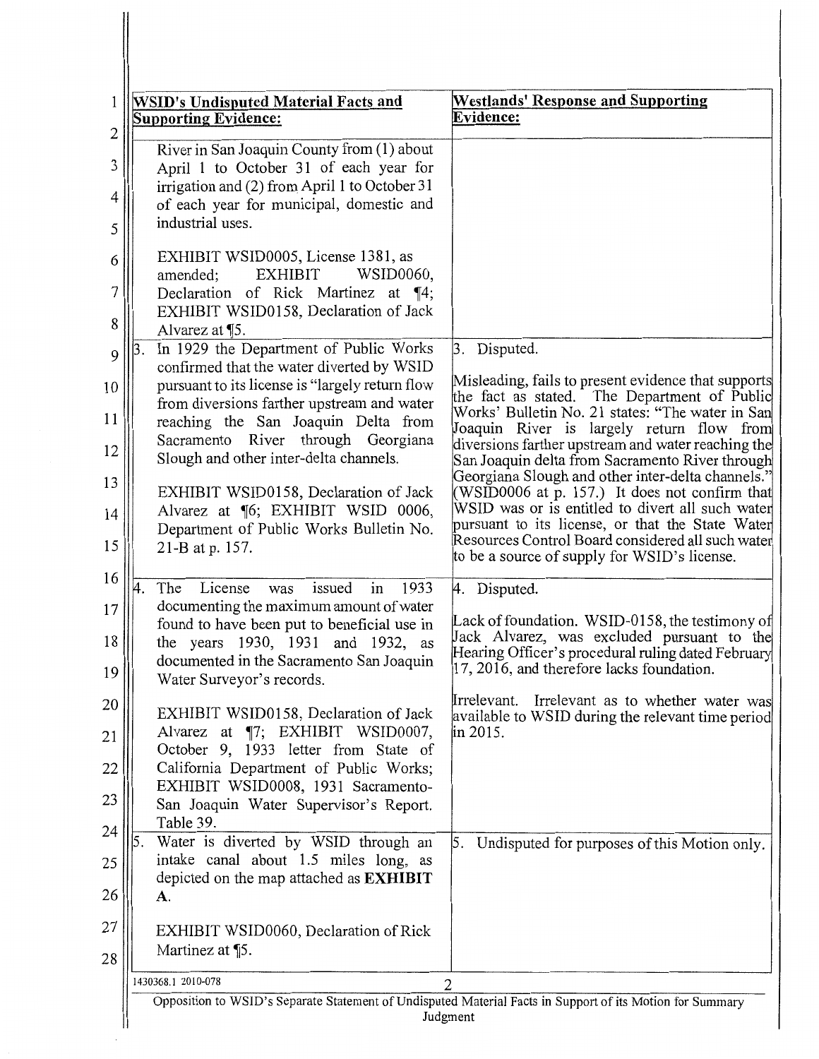| WSID's Undisputed Material Facts and Supporting Evidence: | Westlands' Response and Supporting Evidence: |
|---|---|
| River in San Joaquin County from (1) about April 1 to October 31 of each year for irrigation and (2) from April 1 to October 31 of each year for municipal, domestic and industrial uses.<br><br>EXHIBIT WSID0005, License 1381, as amended; EXHIBIT WSID0060, Declaration of Rick Martinez at ¶4; EXHIBIT WSID0158, Declaration of Jack Alvarez at ¶5. | |
| 3. In 1929 the Department of Public Works confirmed that the water diverted by WSID pursuant to its license is "largely return flow from diversions farther upstream and water reaching the San Joaquin Delta from Sacramento River through Georgiana Slough and other inter-delta channels.<br><br>EXHIBIT WSID0158, Declaration of Jack Alvarez at ¶6; EXHIBIT WSID 0006, Department of Public Works Bulletin No. 21-B at p. 157. | 3. Disputed.<br><br>Misleading, fails to present evidence that supports the fact as stated. The Department of Public Works' Bulletin No. 21 states: "The water in San Joaquin River is largely return flow from diversions farther upstream and water reaching the San Joaquin delta from Sacramento River through Georgiana Slough and other inter-delta channels." (WSID0006 at p. 157.) It does not confirm that WSID was or is entitled to divert all such water pursuant to its license, or that the State Water Resources Control Board considered all such water to be a source of supply for WSID's license. |
| 4. The License was issued in 1933 documenting the maximum amount of water found to have been put to beneficial use in the years 1930, 1931 and 1932, as documented in the Sacramento San Joaquin Water Surveyor's records.<br><br>EXHIBIT WSID0158, Declaration of Jack Alvarez at ¶7; EXHIBIT WSID0007, October 9, 1933 letter from State of California Department of Public Works; EXHIBIT WSID0008, 1931 Sacramento-San Joaquin Water Supervisor's Report. Table 39. | 4. Disputed.<br><br>Lack of foundation. WSID-0158, the testimony of Jack Alvarez, was excluded pursuant to the Hearing Officer's procedural ruling dated February 17, 2016, and therefore lacks foundation.<br><br>Irrelevant. Irrelevant as to whether water was available to WSID during the relevant time period in 2015. |
| 5. Water is diverted by WSID through an intake canal about 1.5 miles long, as depicted on the map attached as **EXHIBIT A**.<br><br>EXHIBIT WSID0060, Declaration of Rick Martinez at ¶5. | 5. Undisputed for purposes of this Motion only. |

1430368.1 2010-078

Opposition to WSID's Separate Statement of Undisputed Material Facts in Support of its Motion for Summary Judgment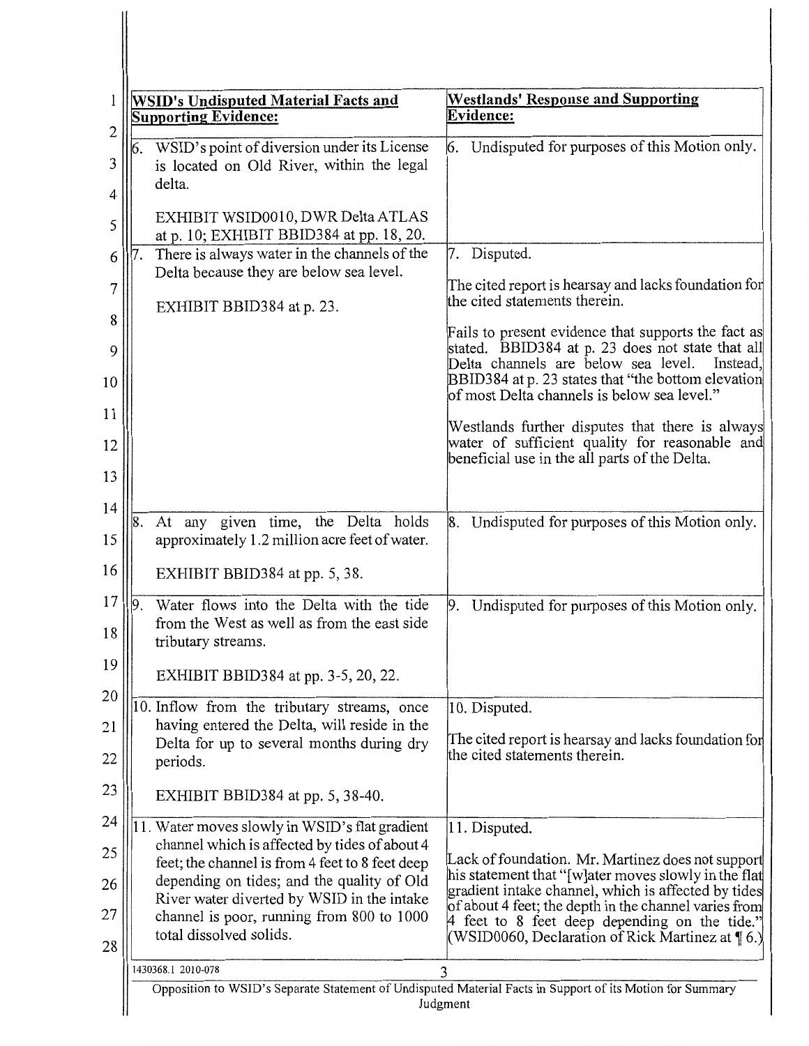| WSID's Undisputed Material Facts and Supporting Evidence: | Westlands' Response and Supporting Evidence: |
|---|---|
| 6. WSID's point of diversion under its License is located on Old River, within the legal delta.<br><br>EXHIBIT WSID0010, DWR Delta ATLAS at p. 10; EXHIBIT BBID384 at pp. 18, 20. | 6. Undisputed for purposes of this Motion only. |
| 7. There is always water in the channels of the Delta because they are below sea level.<br><br>EXHIBIT BBID384 at p. 23. | 7. Disputed.<br><br>The cited report is hearsay and lacks foundation for the cited statements therein.<br><br>Fails to present evidence that supports the fact as stated. BBID384 at p. 23 does not state that all Delta channels are below sea level. Instead, BBID384 at p. 23 states that "the bottom elevation of most Delta channels is below sea level."<br><br>Westlands further disputes that there is always water of sufficient quality for reasonable and beneficial use in the all parts of the Delta. |
| 8. At any given time, the Delta holds approximately 1.2 million acre feet of water.<br><br>EXHIBIT BBID384 at pp. 5, 38. | 8. Undisputed for purposes of this Motion only. |
| 9. Water flows into the Delta with the tide from the West as well as from the east side tributary streams.<br><br>EXHIBIT BBID384 at pp. 3-5, 20, 22. | 9. Undisputed for purposes of this Motion only. |
| 10. Inflow from the tributary streams, once having entered the Delta, will reside in the Delta for up to several months during dry periods.<br><br>EXHIBIT BBID384 at pp. 5, 38-40. | 10. Disputed.<br><br>The cited report is hearsay and lacks foundation for the cited statements therein. |
| 11. Water moves slowly in WSID's flat gradient channel which is affected by tides of about 4 feet; the channel is from 4 feet to 8 feet deep depending on tides; and the quality of Old River water diverted by WSID in the intake channel is poor, running from 800 to 1000 total dissolved solids. | 11. Disputed.<br><br>Lack of foundation. Mr. Martinez does not support his statement that "[w]ater moves slowly in the flat gradient intake channel, which is affected by tides of about 4 feet; the depth in the channel varies from 4 feet to 8 feet deep depending on the tide." (WSID0060, Declaration of Rick Martinez at ¶ 6.) |

1430368.1 2010-078

Opposition to WSID's Separate Statement of Undisputed Material Facts in Support of its Motion for Summary Judgment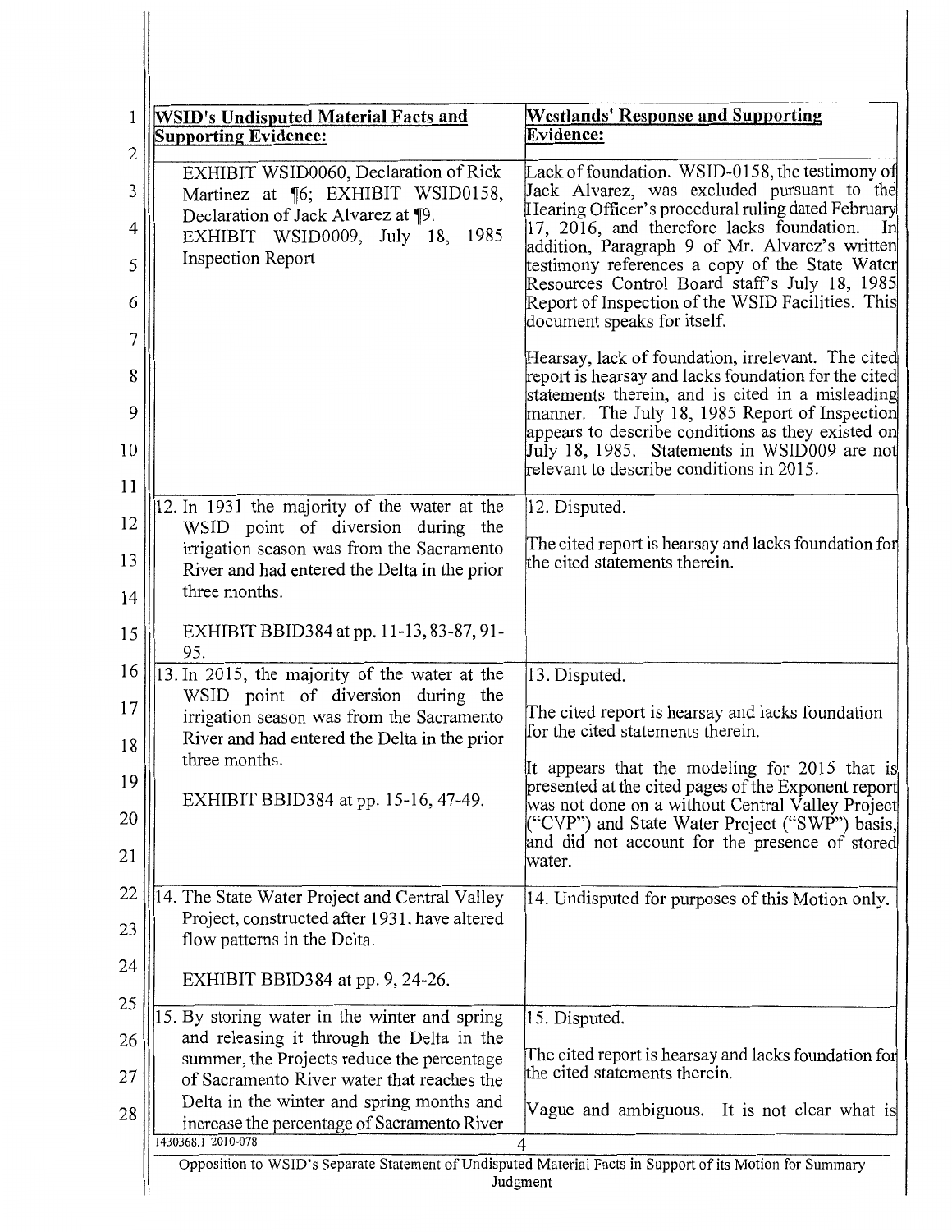| WSID's Undisputed Material Facts and Supporting Evidence: | Westlands' Response and Supporting Evidence: |
|---|---|
| EXHIBIT WSID0060, Declaration of Rick Martinez at ¶6; EXHIBIT WSID0158, Declaration of Jack Alvarez at ¶9. EXHIBIT WSID0009, July 18, 1985 Inspection Report | Lack of foundation. WSID-0158, the testimony of Jack Alvarez, was excluded pursuant to the Hearing Officer's procedural ruling dated February 17, 2016, and therefore lacks foundation. In addition, Paragraph 9 of Mr. Alvarez's written testimony references a copy of the State Water Resources Control Board staff's July 18, 1985 Report of Inspection of the WSID Facilities. This document speaks for itself.<br><br>Hearsay, lack of foundation, irrelevant. The cited report is hearsay and lacks foundation for the cited statements therein, and is cited in a misleading manner. The July 18, 1985 Report of Inspection appears to describe conditions as they existed on July 18, 1985. Statements in WSID009 are not relevant to describe conditions in 2015. |
| 12. In 1931 the majority of the water at the WSID point of diversion during the irrigation season was from the Sacramento River and had entered the Delta in the prior three months.<br><br>EXHIBIT BBID384 at pp. 11-13, 83-87, 91-95. | 12. Disputed.<br><br>The cited report is hearsay and lacks foundation for the cited statements therein. |
| 13. In 2015, the majority of the water at the WSID point of diversion during the irrigation season was from the Sacramento River and had entered the Delta in the prior three months.<br><br>EXHIBIT BBID384 at pp. 15-16, 47-49. | 13. Disputed.<br><br>The cited report is hearsay and lacks foundation for the cited statements therein.<br><br>It appears that the modeling for 2015 that is presented at the cited pages of the Exponent report was not done on a without Central Valley Project ("CVP") and State Water Project ("SWP") basis, and did not account for the presence of stored water. |
| 14. The State Water Project and Central Valley Project, constructed after 1931, have altered flow patterns in the Delta.<br><br>EXHIBIT BBID384 at pp. 9, 24-26. | 14. Undisputed for purposes of this Motion only. |
| 15. By storing water in the winter and spring and releasing it through the Delta in the summer, the Projects reduce the percentage of Sacramento River water that reaches the Delta in the winter and spring months and increase the percentage of Sacramento River | 15. Disputed.<br><br>The cited report is hearsay and lacks foundation for the cited statements therein.<br><br>Vague and ambiguous. It is not clear what is |

1430368.1 2010-078

Opposition to WSID's Separate Statement of Undisputed Material Facts in Support of its Motion for Summary Judgment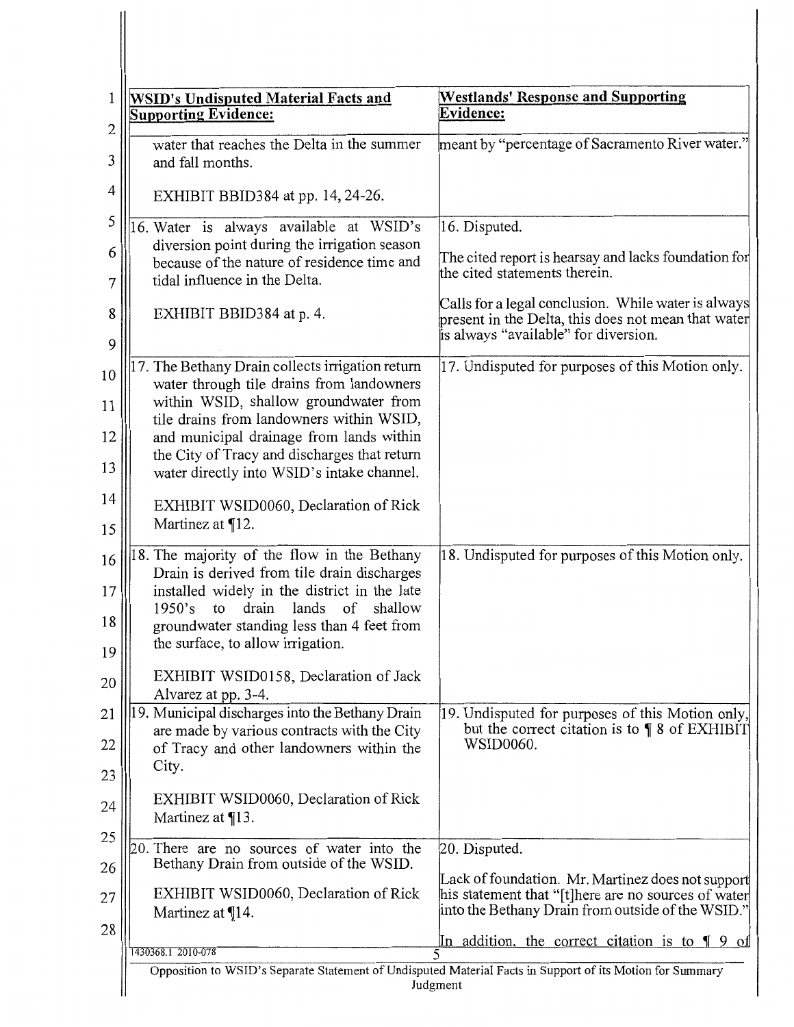| WSID's Undisputed Material Facts and Supporting Evidence: | Westlands' Response and Supporting Evidence: |
|---|---|
| water that reaches the Delta in the summer and fall months.<br><br>EXHIBIT BBID384 at pp. 14, 24-26. | meant by "percentage of Sacramento River water." |
| 16. Water is always available at WSID's diversion point during the irrigation season because of the nature of residence time and tidal influence in the Delta.<br><br>EXHIBIT BBID384 at p. 4. | 16. Disputed.<br><br>The cited report is hearsay and lacks foundation for the cited statements therein.<br><br>Calls for a legal conclusion. While water is always present in the Delta, this does not mean that water is always "available" for diversion. |
| 17. The Bethany Drain collects irrigation return water through tile drains from landowners within WSID, shallow groundwater from tile drains from landowners within WSID, and municipal drainage from lands within the City of Tracy and discharges that return water directly into WSID's intake channel.<br><br>EXHIBIT WSID0060, Declaration of Rick Martinez at ¶12. | 17. Undisputed for purposes of this Motion only. |
| 18. The majority of the flow in the Bethany Drain is derived from tile drain discharges installed widely in the district in the late 1950's to drain lands of shallow groundwater standing less than 4 feet from the surface, to allow irrigation.<br><br>EXHIBIT WSID0158, Declaration of Jack Alvarez at pp. 3-4. | 18. Undisputed for purposes of this Motion only. |
| 19. Municipal discharges into the Bethany Drain are made by various contracts with the City of Tracy and other landowners within the City.<br><br>EXHIBIT WSID0060, Declaration of Rick Martinez at ¶13. | 19. Undisputed for purposes of this Motion only, but the correct citation is to ¶ 8 of EXHIBIT WSID0060. |
| 20. There are no sources of water into the Bethany Drain from outside of the WSID.<br><br>EXHIBIT WSID0060, Declaration of Rick Martinez at ¶14. | 20. Disputed.<br><br>Lack of foundation. Mr. Martinez does not support his statement that "[t]here are no sources of water into the Bethany Drain from outside of the WSID."<br><br>In addition, the correct citation is to ¶ 9 of |

1430368.1 2010-078

Opposition to WSID's Separate Statement of Undisputed Material Facts in Support of its Motion for Summary Judgment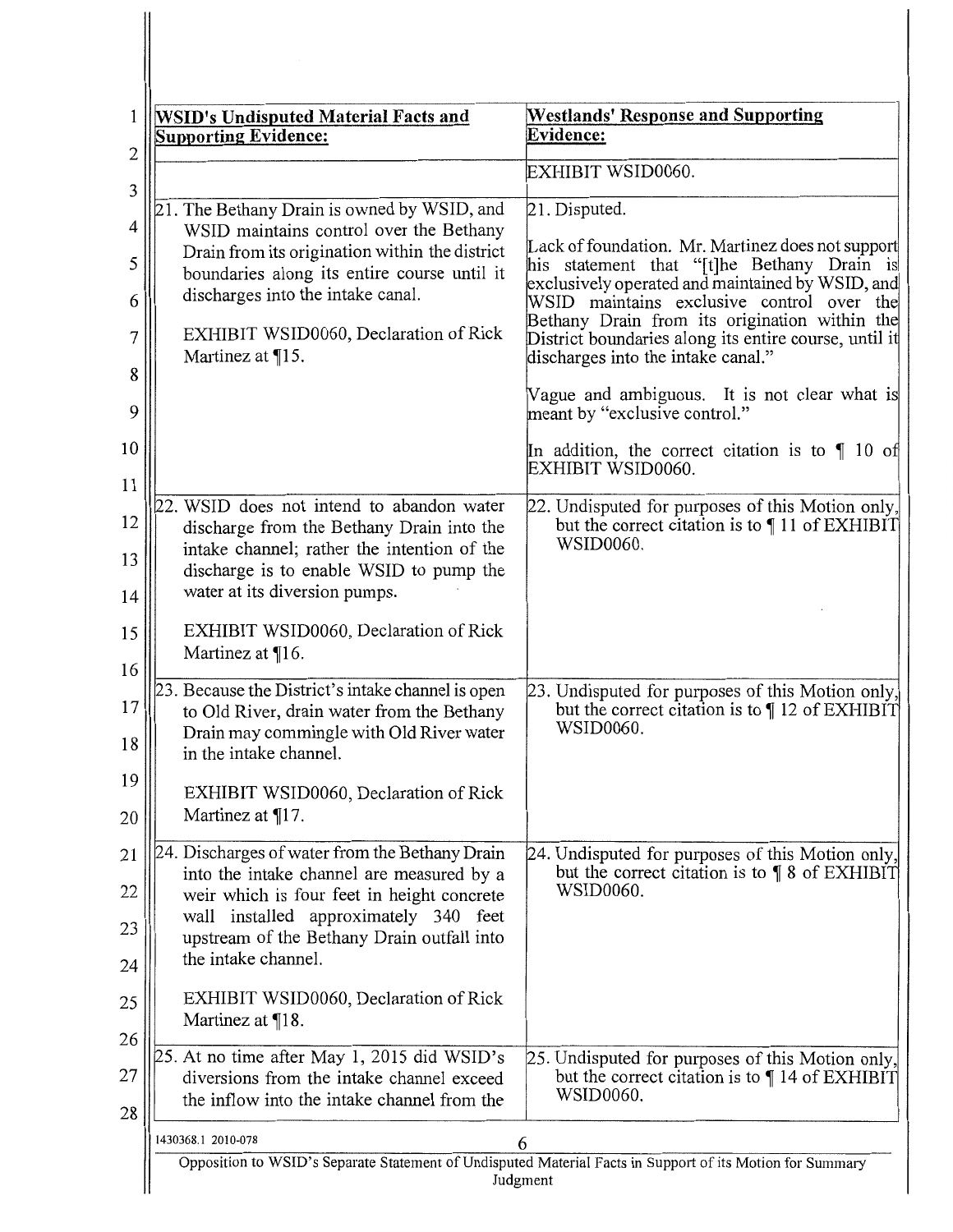| WSID's Undisputed Material Facts and Supporting Evidence: | Westlands' Response and Supporting Evidence: |
|---|---|
| | EXHIBIT WSID0060. |
| 21. The Bethany Drain is owned by WSID, and WSID maintains control over the Bethany Drain from its origination within the district boundaries along its entire course until it discharges into the intake canal.<br><br>EXHIBIT WSID0060, Declaration of Rick Martinez at ¶15. | 21. Disputed.<br><br>Lack of foundation. Mr. Martinez does not support his statement that "[t]he Bethany Drain is exclusively operated and maintained by WSID, and WSID maintains exclusive control over the Bethany Drain from its origination within the District boundaries along its entire course, until it discharges into the intake canal."<br><br>Vague and ambiguous. It is not clear what is meant by "exclusive control."<br><br>In addition, the correct citation is to ¶ 10 of EXHIBIT WSID0060. |
| 22. WSID does not intend to abandon water discharge from the Bethany Drain into the intake channel; rather the intention of the discharge is to enable WSID to pump the water at its diversion pumps.<br><br>EXHIBIT WSID0060, Declaration of Rick Martinez at ¶16. | 22. Undisputed for purposes of this Motion only, but the correct citation is to ¶ 11 of EXHIBIT WSID0060. |
| 23. Because the District's intake channel is open to Old River, drain water from the Bethany Drain may commingle with Old River water in the intake channel.<br><br>EXHIBIT WSID0060, Declaration of Rick Martinez at ¶17. | 23. Undisputed for purposes of this Motion only, but the correct citation is to ¶ 12 of EXHIBIT WSID0060. |
| 24. Discharges of water from the Bethany Drain into the intake channel are measured by a weir which is four feet in height concrete wall installed approximately 340 feet upstream of the Bethany Drain outfall into the intake channel.<br><br>EXHIBIT WSID0060, Declaration of Rick Martinez at ¶18. | 24. Undisputed for purposes of this Motion only, but the correct citation is to ¶ 8 of EXHIBIT WSID0060. |
| 25. At no time after May 1, 2015 did WSID's diversions from the intake channel exceed the inflow into the intake channel from the | 25. Undisputed for purposes of this Motion only, but the correct citation is to ¶ 14 of EXHIBIT WSID0060. |

1430368.1 2010-078

Opposition to WSID's Separate Statement of Undisputed Material Facts in Support of its Motion for Summary Judgment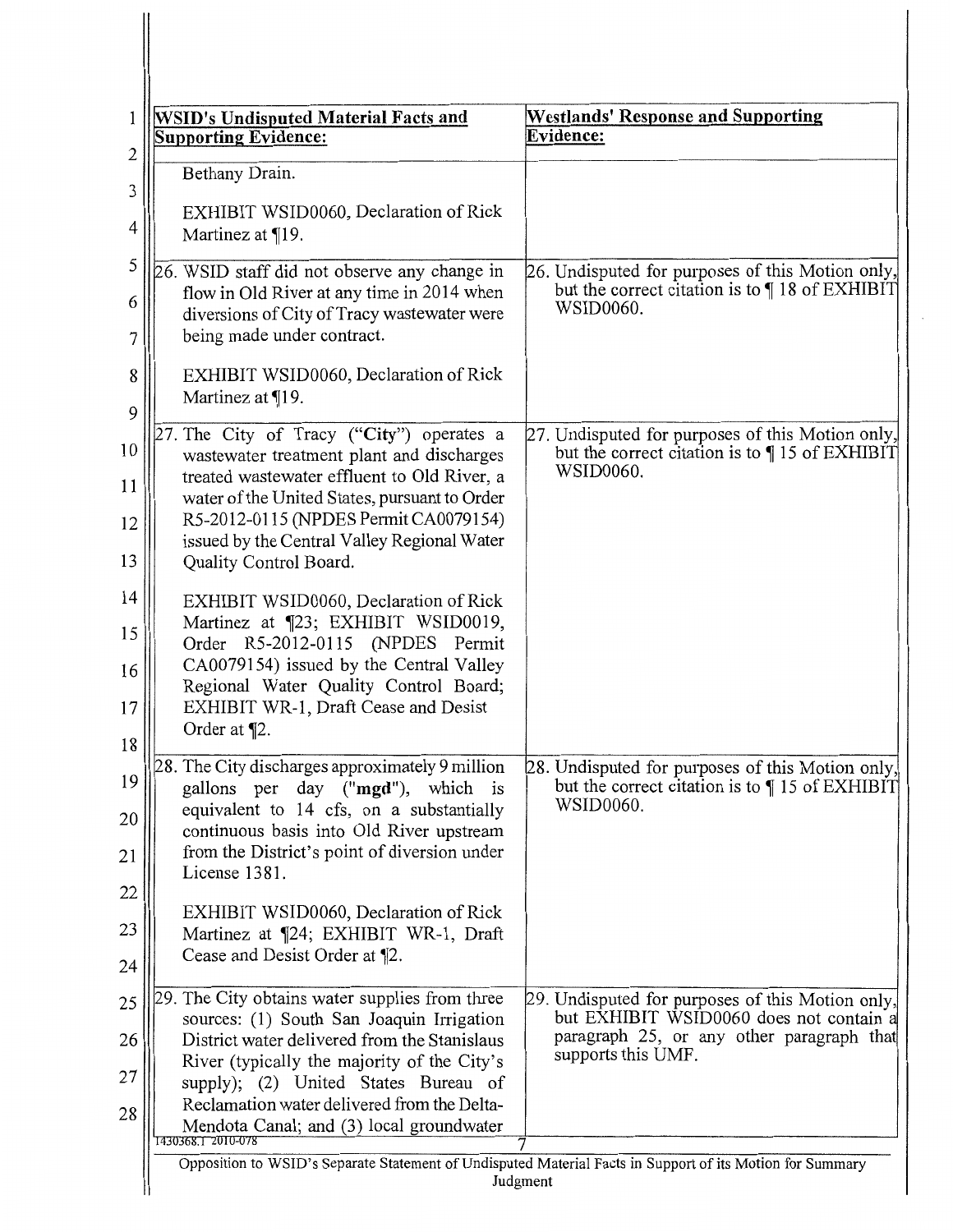| WSID's Undisputed Material Facts and Supporting Evidence: | Westlands' Response and Supporting Evidence: |
| --- | --- |
| Bethany Drain.<br><br>EXHIBIT WSID0060, Declaration of Rick Martinez at ¶19. | |
| 26. WSID staff did not observe any change in flow in Old River at any time in 2014 when diversions of City of Tracy wastewater were being made under contract.<br><br>EXHIBIT WSID0060, Declaration of Rick Martinez at ¶19. | 26. Undisputed for purposes of this Motion only, but the correct citation is to ¶ 18 of EXHIBIT WSID0060. |
| 27. The City of Tracy ("**City**") operates a wastewater treatment plant and discharges treated wastewater effluent to Old River, a water of the United States, pursuant to Order R5-2012-0115 (NPDES Permit CA0079154) issued by the Central Valley Regional Water Quality Control Board.<br><br>EXHIBIT WSID0060, Declaration of Rick Martinez at ¶23; EXHIBIT WSID0019, Order R5-2012-0115 (NPDES Permit CA0079154) issued by the Central Valley Regional Water Quality Control Board; EXHIBIT WR-1, Draft Cease and Desist Order at ¶2. | 27. Undisputed for purposes of this Motion only, but the correct citation is to ¶ 15 of EXHIBIT WSID0060. |
| 28. The City discharges approximately 9 million gallons per day ("**mgd**"), which is equivalent to 14 cfs, on a substantially continuous basis into Old River upstream from the District's point of diversion under License 1381.<br><br>EXHIBIT WSID0060, Declaration of Rick Martinez at ¶24; EXHIBIT WR-1, Draft Cease and Desist Order at ¶2. | 28. Undisputed for purposes of this Motion only, but the correct citation is to ¶ 15 of EXHIBIT WSID0060. |
| 29. The City obtains water supplies from three sources: (1) South San Joaquin Irrigation District water delivered from the Stanislaus River (typically the majority of the City's supply); (2) United States Bureau of Reclamation water delivered from the Delta-Mendota Canal; and (3) local groundwater | 29. Undisputed for purposes of this Motion only, but EXHIBIT WSID0060 does not contain a paragraph 25, or any other paragraph that supports this UMF. |

Opposition to WSID's Separate Statement of Undisputed Material Facts in Support of its Motion for Summary Judgment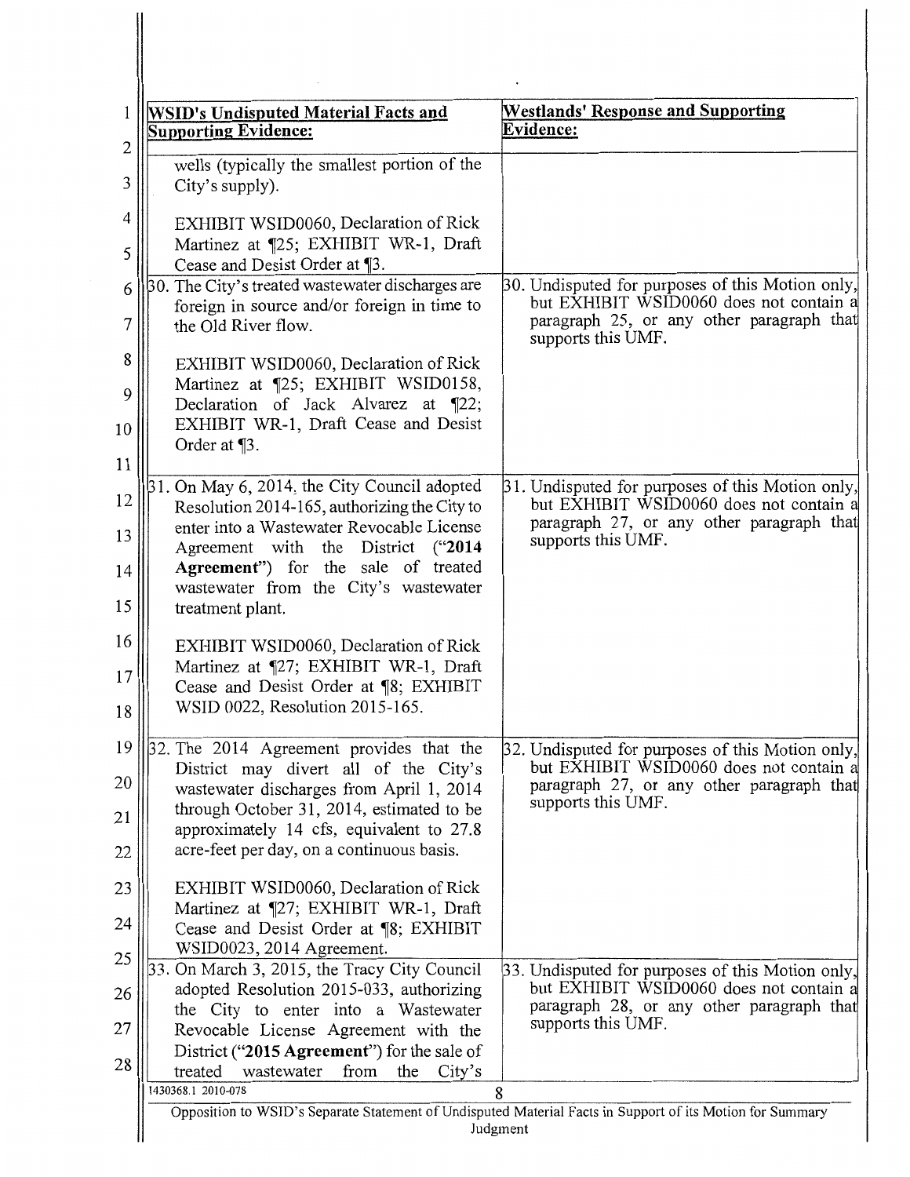| WSID's Undisputed Material Facts and Supporting Evidence: | Westlands' Response and Supporting Evidence: |
|---|---|
| wells (typically the smallest portion of the City's supply).<br><br>EXHIBIT WSID0060, Declaration of Rick Martinez at ¶25; EXHIBIT WR-1, Draft Cease and Desist Order at ¶3. | |
| 30. The City's treated wastewater discharges are foreign in source and/or foreign in time to the Old River flow.<br><br>EXHIBIT WSID0060, Declaration of Rick Martinez at ¶25; EXHIBIT WSID0158, Declaration of Jack Alvarez at ¶22; EXHIBIT WR-1, Draft Cease and Desist Order at ¶3. | 30. Undisputed for purposes of this Motion only, but EXHIBIT WSID0060 does not contain a paragraph 25, or any other paragraph that supports this UMF. |
| 31. On May 6, 2014, the City Council adopted Resolution 2014-165, authorizing the City to enter into a Wastewater Revocable License Agreement with the District (**"2014 Agreement"**) for the sale of treated wastewater from the City's wastewater treatment plant.<br><br>EXHIBIT WSID0060, Declaration of Rick Martinez at ¶27; EXHIBIT WR-1, Draft Cease and Desist Order at ¶8; EXHIBIT WSID 0022, Resolution 2015-165. | 31. Undisputed for purposes of this Motion only, but EXHIBIT WSID0060 does not contain a paragraph 27, or any other paragraph that supports this UMF. |
| 32. The 2014 Agreement provides that the District may divert all of the City's wastewater discharges from April 1, 2014 through October 31, 2014, estimated to be approximately 14 cfs, equivalent to 27.8 acre-feet per day, on a continuous basis.<br><br>EXHIBIT WSID0060, Declaration of Rick Martinez at ¶27; EXHIBIT WR-1, Draft Cease and Desist Order at ¶8; EXHIBIT WSID0023, 2014 Agreement. | 32. Undisputed for purposes of this Motion only, but EXHIBIT WSID0060 does not contain a paragraph 27, or any other paragraph that supports this UMF. |
| 33. On March 3, 2015, the Tracy City Council adopted Resolution 2015-033, authorizing the City to enter into a Wastewater Revocable License Agreement with the District (**"2015 Agreement"**) for the sale of treated wastewater from the City's | 33. Undisputed for purposes of this Motion only, but EXHIBIT WSID0060 does not contain a paragraph 28, or any other paragraph that supports this UMF. |

1430368.1 2010-078

Opposition to WSID's Separate Statement of Undisputed Material Facts in Support of its Motion for Summary Judgment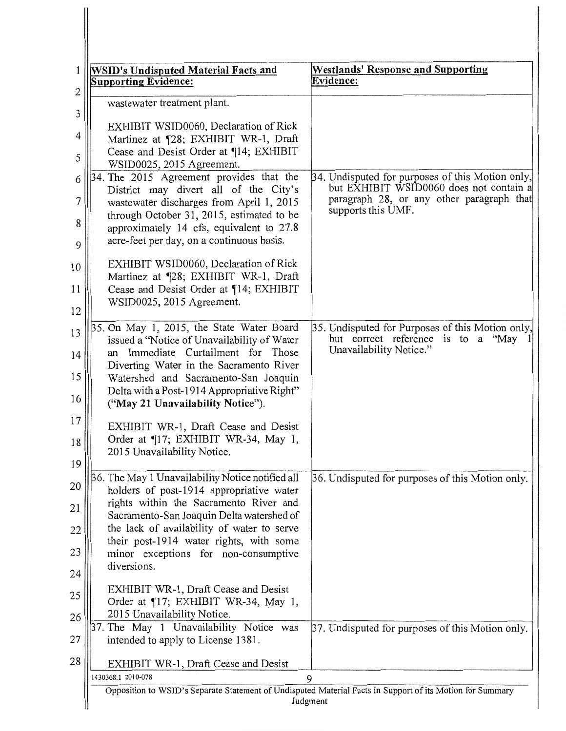| WSID's Undisputed Material Facts and Supporting Evidence: | Westlands' Response and Supporting Evidence: |
|---|---|
| wastewater treatment plant.<br><br>EXHIBIT WSID0060, Declaration of Rick Martinez at ¶28; EXHIBIT WR-1, Draft Cease and Desist Order at ¶14; EXHIBIT WSID0025, 2015 Agreement. | |
| 34. The 2015 Agreement provides that the District may divert all of the City's wastewater discharges from April 1, 2015 through October 31, 2015, estimated to be approximately 14 cfs, equivalent to 27.8 acre-feet per day, on a continuous basis.<br><br>EXHIBIT WSID0060, Declaration of Rick Martinez at ¶28; EXHIBIT WR-1, Draft Cease and Desist Order at ¶14; EXHIBIT WSID0025, 2015 Agreement. | 34. Undisputed for purposes of this Motion only, but EXHIBIT WSID0060 does not contain a paragraph 28, or any other paragraph that supports this UMF. |
| 35. On May 1, 2015, the State Water Board issued a "Notice of Unavailability of Water an Immediate Curtailment for Those Diverting Water in the Sacramento River Watershed and Sacramento-San Joaquin Delta with a Post-1914 Appropriative Right" (**"May 21 Unavailability Notice"**).<br><br>EXHIBIT WR-1, Draft Cease and Desist Order at ¶17; EXHIBIT WR-34, May 1, 2015 Unavailability Notice. | 35. Undisputed for Purposes of this Motion only, but correct reference is to a "May 1 Unavailability Notice." |
| 36. The May 1 Unavailability Notice notified all holders of post-1914 appropriative water rights within the Sacramento River and Sacramento-San Joaquin Delta watershed of the lack of availability of water to serve their post-1914 water rights, with some minor exceptions for non-consumptive diversions.<br><br>EXHIBIT WR-1, Draft Cease and Desist Order at ¶17; EXHIBIT WR-34, May 1, 2015 Unavailability Notice. | 36. Undisputed for purposes of this Motion only. |
| 37. The May 1 Unavailability Notice was intended to apply to License 1381.<br><br>EXHIBIT WR-1, Draft Cease and Desist | 37. Undisputed for purposes of this Motion only. |

1430368.1 2010-078

Opposition to WSID's Separate Statement of Undisputed Material Facts in Support of its Motion for Summary Judgment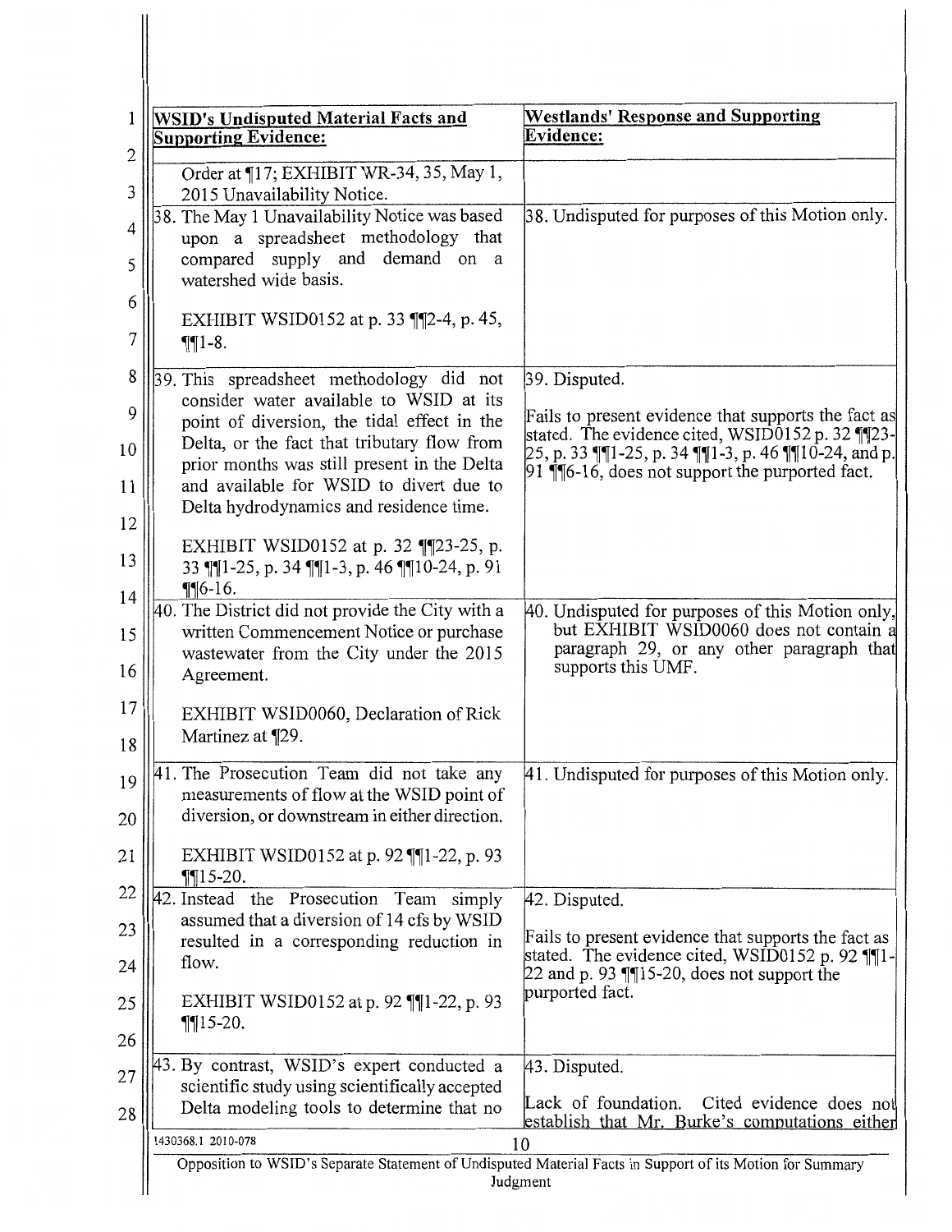| WSID's Undisputed Material Facts and Supporting Evidence: | Westlands' Response and Supporting Evidence: |
|---|---|
| Order at ¶17; EXHIBIT WR-34, 35, May 1, 2015 Unavailability Notice. | |
| 38. The May 1 Unavailability Notice was based upon a spreadsheet methodology that compared supply and demand on a watershed wide basis.<br><br>EXHIBIT WSID0152 at p. 33 ¶¶2-4, p. 45, ¶¶1-8. | 38. Undisputed for purposes of this Motion only. |
| 39. This spreadsheet methodology did not consider water available to WSID at its point of diversion, the tidal effect in the Delta, or the fact that tributary flow from prior months was still present in the Delta and available for WSID to divert due to Delta hydrodynamics and residence time.<br><br>EXHIBIT WSID0152 at p. 32 ¶¶23-25, p. 33 ¶¶1-25, p. 34 ¶¶1-3, p. 46 ¶¶10-24, p. 91 ¶¶6-16. | 39. Disputed.<br><br>Fails to present evidence that supports the fact as stated. The evidence cited, WSID0152 p. 32 ¶¶23-25, p. 33 ¶¶1-25, p. 34 ¶¶1-3, p. 46 ¶¶10-24, and p. 91 ¶¶6-16, does not support the purported fact. |
| 40. The District did not provide the City with a written Commencement Notice or purchase wastewater from the City under the 2015 Agreement.<br><br>EXHIBIT WSID0060, Declaration of Rick Martinez at ¶29. | 40. Undisputed for purposes of this Motion only, but EXHIBIT WSID0060 does not contain a paragraph 29, or any other paragraph that supports this UMF. |
| 41. The Prosecution Team did not take any measurements of flow at the WSID point of diversion, or downstream in either direction.<br><br>EXHIBIT WSID0152 at p. 92 ¶¶1-22, p. 93 ¶¶15-20. | 41. Undisputed for purposes of this Motion only. |
| 42. Instead the Prosecution Team simply assumed that a diversion of 14 cfs by WSID resulted in a corresponding reduction in flow.<br><br>EXHIBIT WSID0152 at p. 92 ¶¶1-22, p. 93 ¶¶15-20. | 42. Disputed.<br><br>Fails to present evidence that supports the fact as stated. The evidence cited, WSID0152 p. 92 ¶¶1-22 and p. 93 ¶¶15-20, does not support the purported fact. |
| 43. By contrast, WSID's expert conducted a scientific study using scientifically accepted Delta modeling tools to determine that no | 43. Disputed.<br><br>Lack of foundation. Cited evidence does not establish that Mr. Burke's computations either |

1430368.1 2010-078

Opposition to WSID's Separate Statement of Undisputed Material Facts in Support of its Motion for Summary Judgment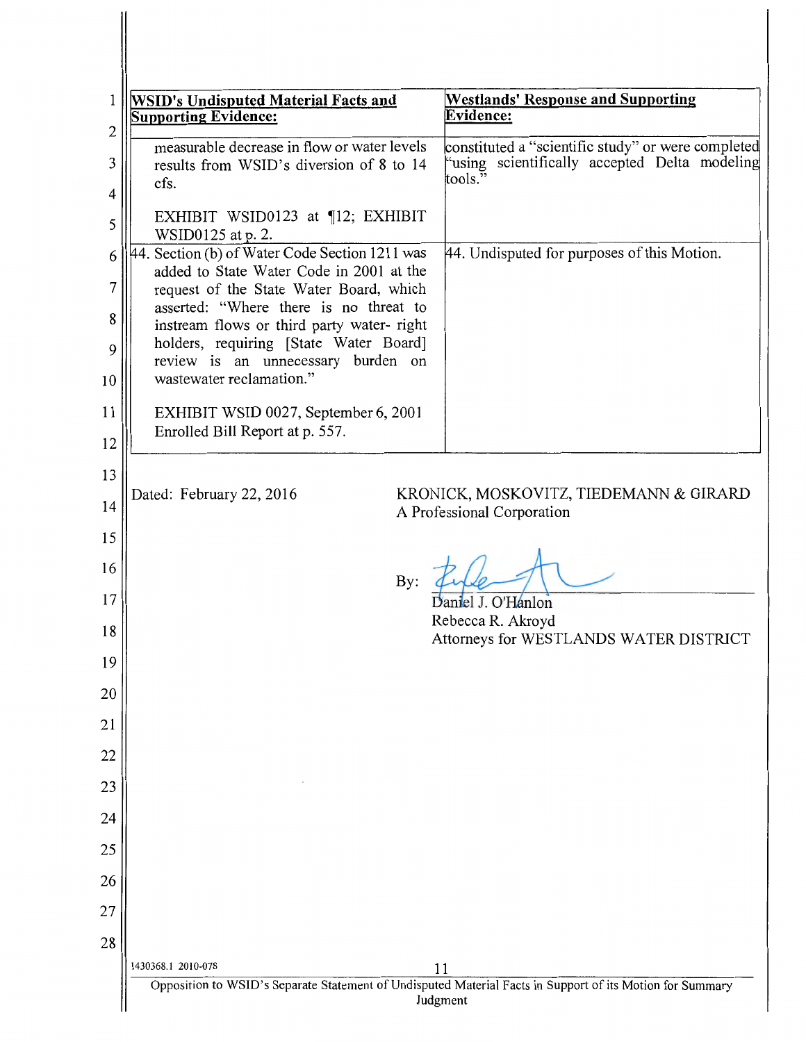| WSID's Undisputed Material Facts and Supporting Evidence: | Westlands' Response and Supporting Evidence: |
|---|---|
| measurable decrease in flow or water levels results from WSID's diversion of 8 to 14 cfs.<br><br>EXHIBIT WSID0123 at ¶12; EXHIBIT WSID0125 at p. 2. | constituted a "scientific study" or were completed "using scientifically accepted Delta modeling tools." |
| 44. Section (b) of Water Code Section 1211 was added to State Water Code in 2001 at the request of the State Water Board, which asserted: "Where there is no threat to instream flows or third party water- right holders, requiring [State Water Board] review is an unnecessary burden on wastewater reclamation."<br><br>EXHIBIT WSID 0027, September 6, 2001 Enrolled Bill Report at p. 557. | 44. Undisputed for purposes of this Motion. |

Dated: February 22, 2016

KRONICK, MOSKOVITZ, TIEDEMANN & GIRARD
A Professional Corporation

By: ____________________
Daniel J. O'Hanlon
Rebecca R. Akroyd
Attorneys for WESTLANDS WATER DISTRICT

1430368.1 2010-078

Opposition to WSID's Separate Statement of Undisputed Material Facts in Support of its Motion for Summary Judgment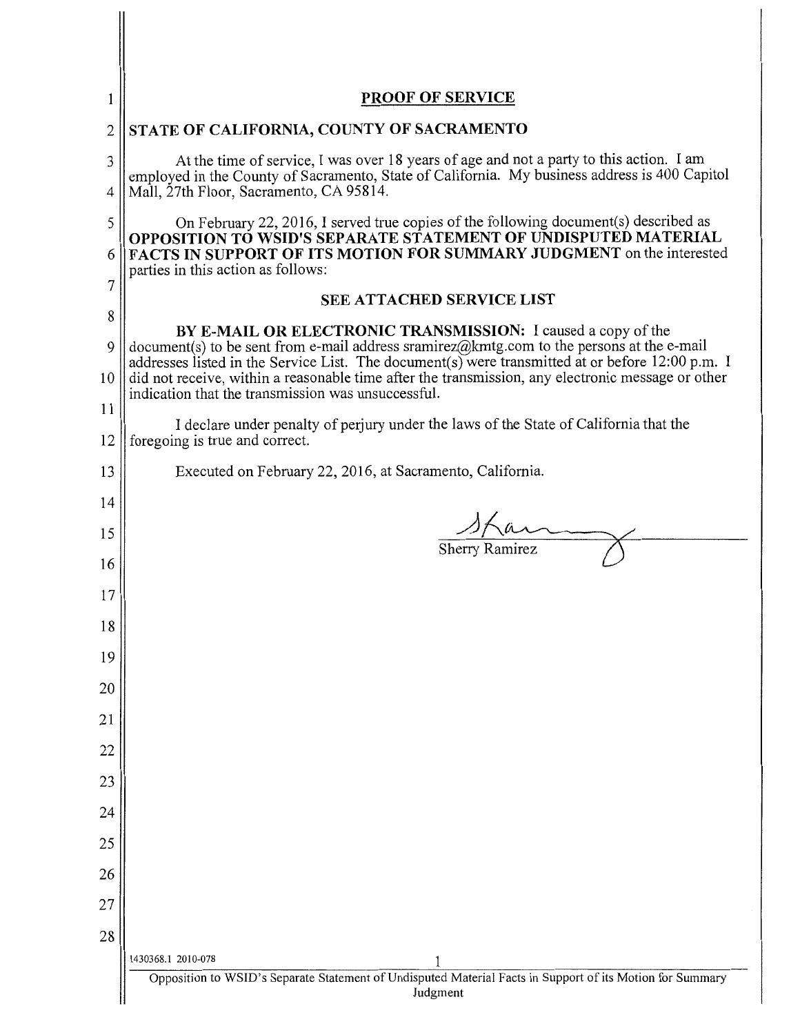## PROOF OF SERVICE

**STATE OF CALIFORNIA, COUNTY OF SACRAMENTO**

At the time of service, I was over 18 years of age and not a party to this action. I am employed in the County of Sacramento, State of California. My business address is 400 Capitol Mall, 27th Floor, Sacramento, CA 95814.

On February 22, 2016, I served true copies of the following document(s) described as **OPPOSITION TO WSID'S SEPARATE STATEMENT OF UNDISPUTED MATERIAL FACTS IN SUPPORT OF ITS MOTION FOR SUMMARY JUDGMENT** on the interested parties in this action as follows:

**SEE ATTACHED SERVICE LIST**

**BY E-MAIL OR ELECTRONIC TRANSMISSION:** I caused a copy of the document(s) to be sent from e-mail address sramirez@kmtg.com to the persons at the e-mail addresses listed in the Service List. The document(s) were transmitted at or before 12:00 p.m. I did not receive, within a reasonable time after the transmission, any electronic message or other indication that the transmission was unsuccessful.

I declare under penalty of perjury under the laws of the State of California that the foregoing is true and correct.

Executed on February 22, 2016, at Sacramento, California.

Sherry Ramirez

1430368.1 2010-078

Opposition to WSID's Separate Statement of Undisputed Material Facts in Support of its Motion for Summary Judgment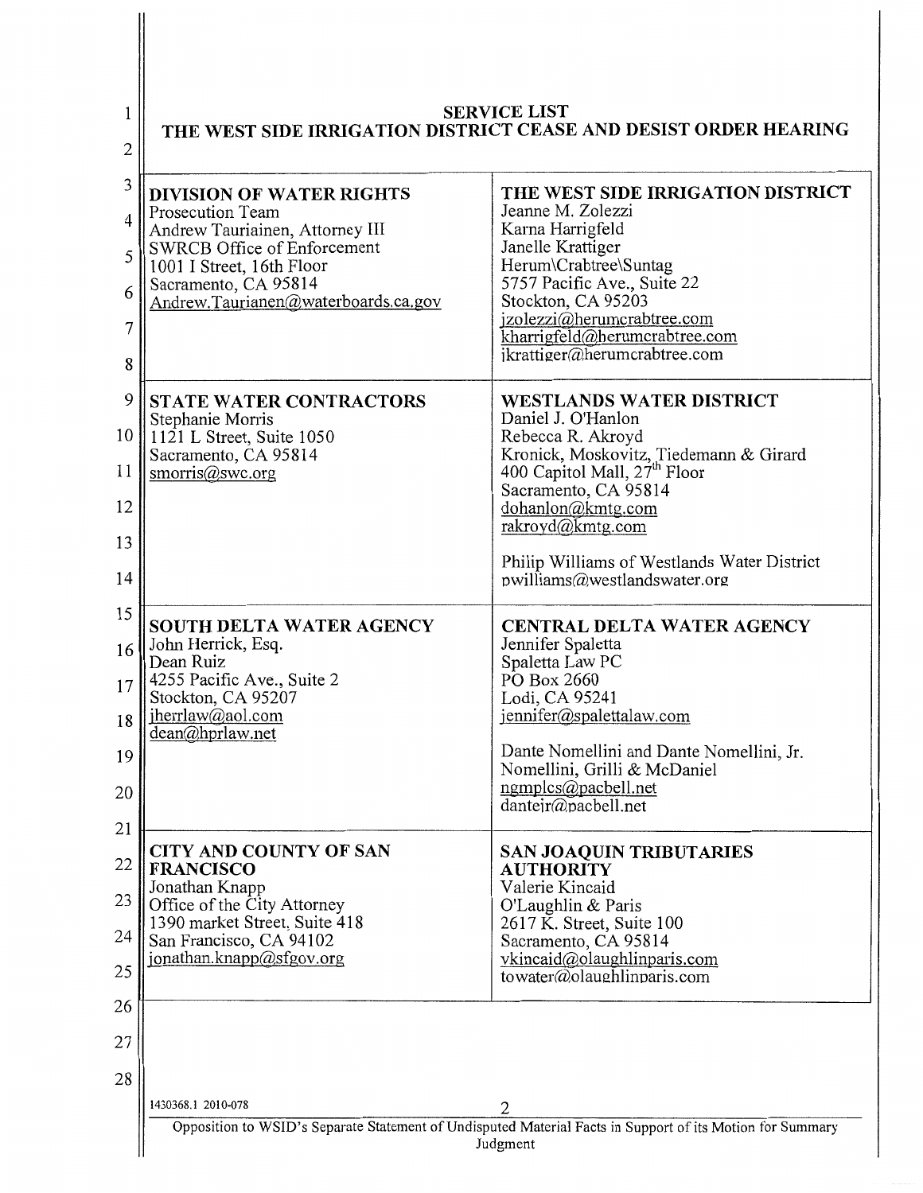# SERVICE LIST
## THE WEST SIDE IRRIGATION DISTRICT CEASE AND DESIST ORDER HEARING

| | |
|---|---|
| **DIVISION OF WATER RIGHTS**<br>Prosecution Team<br>Andrew Tauriainen, Attorney III<br>SWRCB Office of Enforcement<br>1001 I Street, 16th Floor<br>Sacramento, CA 95814<br>Andrew.Taurianen@waterboards.ca.gov | **THE WEST SIDE IRRIGATION DISTRICT**<br>Jeanne M. Zolezzi<br>Karna Harrigfeld<br>Janelle Krattiger<br>Herum\Crabtree\Suntag<br>5757 Pacific Ave., Suite 22<br>Stockton, CA 95203<br>jzolezzi@herumcrabtree.com<br>kharrigfeld@herumcrabtree.com<br>jkrattiger@herumcrabtree.com |
| **STATE WATER CONTRACTORS**<br>Stephanie Morris<br>1121 L Street, Suite 1050<br>Sacramento, CA 95814<br>smorris@swc.org | **WESTLANDS WATER DISTRICT**<br>Daniel J. O'Hanlon<br>Rebecca R. Akroyd<br>Kronick, Moskovitz, Tiedemann & Girard<br>400 Capitol Mall, 27th Floor<br>Sacramento, CA 95814<br>dohanlon@kmtg.com<br>rakroyd@kmtg.com<br><br>Philip Williams of Westlands Water District<br>pwilliams@westlandswater.org |
| **SOUTH DELTA WATER AGENCY**<br>John Herrick, Esq.<br>Dean Ruiz<br>4255 Pacific Ave., Suite 2<br>Stockton, CA 95207<br>jherrlaw@aol.com<br>dean@hprlaw.net | **CENTRAL DELTA WATER AGENCY**<br>Jennifer Spaletta<br>Spaletta Law PC<br>PO Box 2660<br>Lodi, CA 95241<br>jennifer@spalettalaw.com<br><br>Dante Nomellini and Dante Nomellini, Jr.<br>Nomellini, Grilli & McDaniel<br>ngmplcs@pacbell.net<br>dantejr@pacbell.net |
| **CITY AND COUNTY OF SAN FRANCISCO**<br>Jonathan Knapp<br>Office of the City Attorney<br>1390 market Street, Suite 418<br>San Francisco, CA 94102<br>jonathan.knapp@sfgov.org | **SAN JOAQUIN TRIBUTARIES AUTHORITY**<br>Valerie Kincaid<br>O'Laughlin & Paris<br>2617 K. Street, Suite 100<br>Sacramento, CA 95814<br>vkincaid@olaughlinparis.com<br>towater@olaughlinparis.com |

1430368.1 2010-078

Opposition to WSID's Separate Statement of Undisputed Material Facts in Support of its Motion for Summary Judgment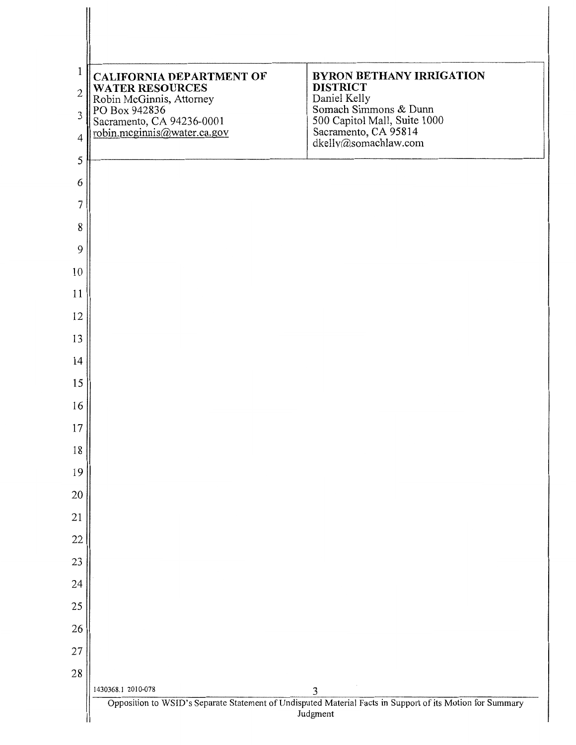| | |
|---|---|
| **CALIFORNIA DEPARTMENT OF WATER RESOURCES**<br>Robin McGinnis, Attorney<br>PO Box 942836<br>Sacramento, CA 94236-0001<br>robin.mcginnis@water.ca.gov | **BYRON BETHANY IRRIGATION DISTRICT**<br>Daniel Kelly<br>Somach Simmons & Dunn<br>500 Capitol Mall, Suite 1000<br>Sacramento, CA 95814<br>dkelly@somachlaw.com |

1430368.1 2010-078

Opposition to WSID's Separate Statement of Undisputed Material Facts in Support of its Motion for Summary Judgment